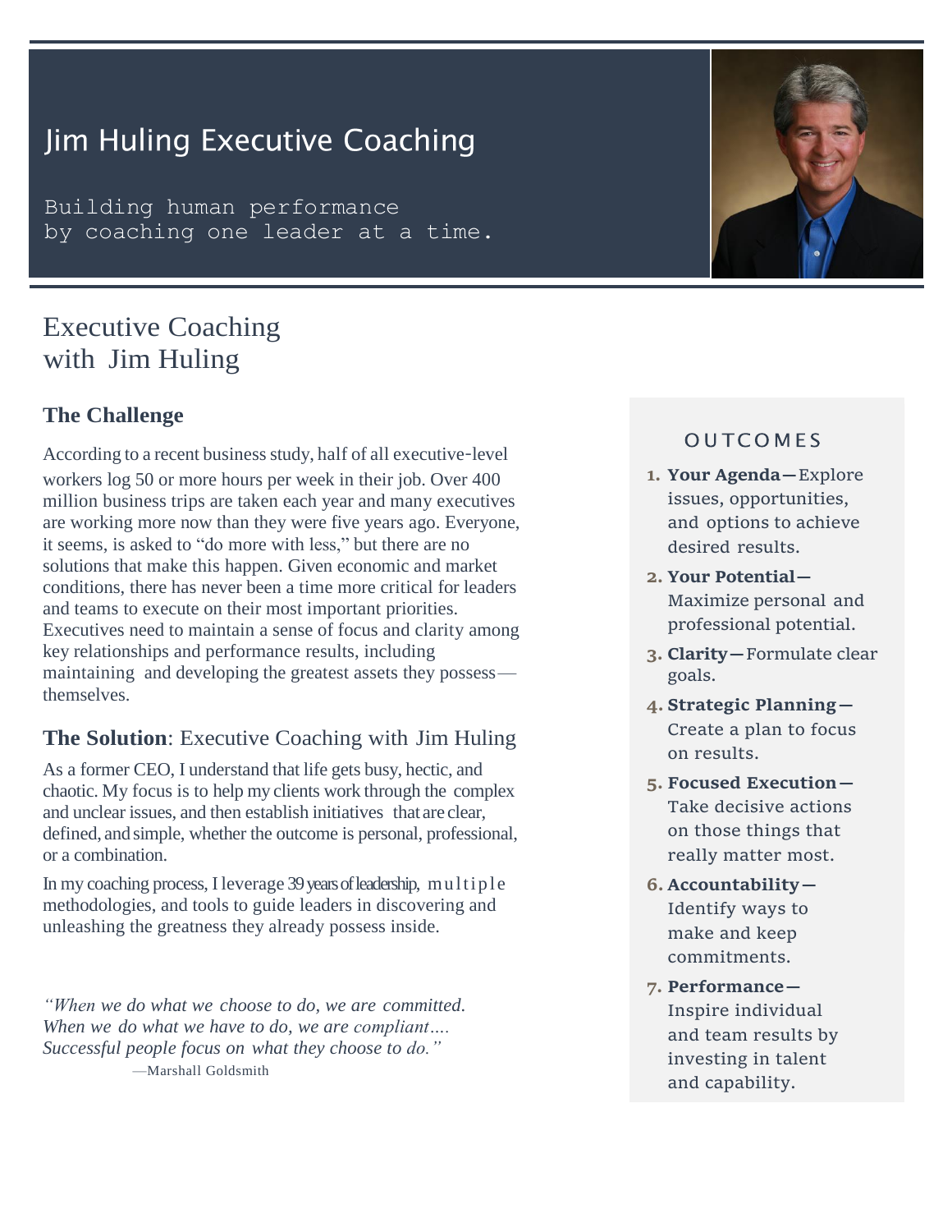# Jim Huling Executive Coaching

Building human performance
by coaching one leader at a time.

## Executive Coaching with Jim Huling

### The Challenge

According to a recent business study, half of all executive-level workers log 50 or more hours per week in their job. Over 400 million business trips are taken each year and many executives are working more now than they were five years ago. Everyone, it seems, is asked to "do more with less," but there are no solutions that make this happen. Given economic and market conditions, there has never been a time more critical for leaders and teams to execute on their most important priorities. Executives need to maintain a sense of focus and clarity among key relationships and performance results, including maintaining and developing the greatest assets they possess—themselves.

### The Solution: Executive Coaching with Jim Huling

As a former CEO, I understand that life gets busy, hectic, and chaotic. My focus is to help my clients work through the complex and unclear issues, and then establish initiatives that are clear, defined, and simple, whether the outcome is personal, professional, or a combination.

In my coaching process, I leverage 39 years of leadership, multiple methodologies, and tools to guide leaders in discovering and unleashing the greatness they already possess inside.

*"When we do what we choose to do, we are committed. When we do what we have to do, we are compliant…. Successful people focus on what they choose to do."*
—Marshall Goldsmith

### OUTCOMES

1. **Your Agenda—** Explore issues, opportunities, and options to achieve desired results.
2. **Your Potential—** Maximize personal and professional potential.
3. **Clarity—** Formulate clear goals.
4. **Strategic Planning—** Create a plan to focus on results.
5. **Focused Execution—** Take decisive actions on those things that really matter most.
6. **Accountability—** Identify ways to make and keep commitments.
7. **Performance—** Inspire individual and team results by investing in talent and capability.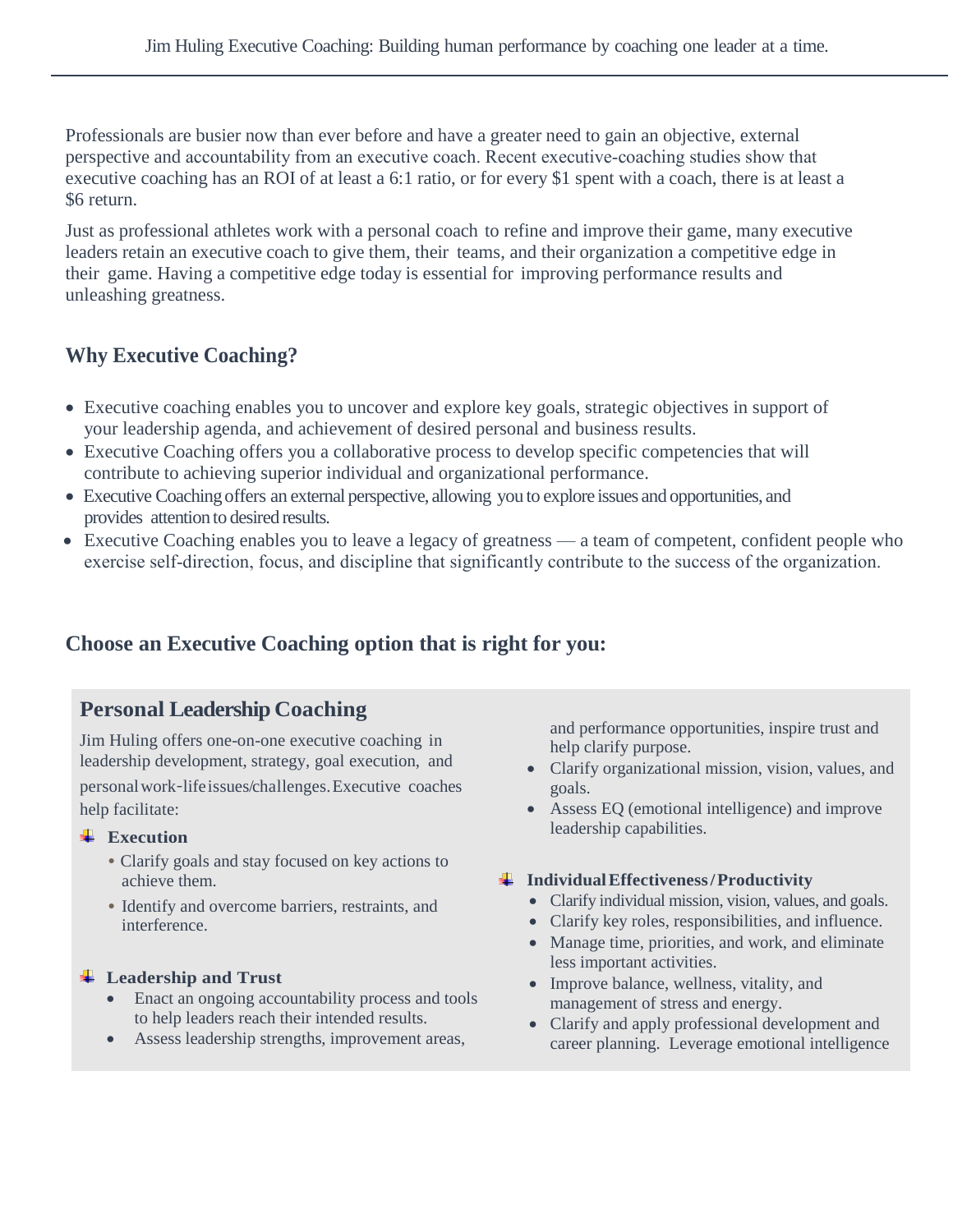Professionals are busier now than ever before and have a greater need to gain an objective, external perspective and accountability from an executive coach. Recent executive-coaching studies show that executive coaching has an ROI of at least a 6:1 ratio, or for every $1 spent with a coach, there is at least a $6 return.

Just as professional athletes work with a personal coach to refine and improve their game, many executive leaders retain an executive coach to give them, their teams, and their organization a competitive edge in their game. Having a competitive edge today is essential for improving performance results and unleashing greatness.

## Why Executive Coaching?

- Executive coaching enables you to uncover and explore key goals, strategic objectives in support of your leadership agenda, and achievement of desired personal and business results.
- Executive Coaching offers you a collaborative process to develop specific competencies that will contribute to achieving superior individual and organizational performance.
- Executive Coaching offers an external perspective, allowing you to explore issues and opportunities, and provides attention to desired results.
- Executive Coaching enables you to leave a legacy of greatness — a team of competent, confident people who exercise self-direction, focus, and discipline that significantly contribute to the success of the organization.

## Choose an Executive Coaching option that is right for you:

### Personal Leadership Coaching

Jim Huling offers one-on-one executive coaching in leadership development, strategy, goal execution, and personal work-life issues/challenges. Executive coaches help facilitate:

**Execution**

- Clarify goals and stay focused on key actions to achieve them.
- Identify and overcome barriers, restraints, and interference.

**Leadership and Trust**

- Enact an ongoing accountability process and tools to help leaders reach their intended results.
- Assess leadership strengths, improvement areas, and performance opportunities, inspire trust and help clarify purpose.
- Clarify organizational mission, vision, values, and goals.
- Assess EQ (emotional intelligence) and improve leadership capabilities.

**Individual Effectiveness / Productivity**

- Clarify individual mission, vision, values, and goals.
- Clarify key roles, responsibilities, and influence.
- Manage time, priorities, and work, and eliminate less important activities.
- Improve balance, wellness, vitality, and management of stress and energy.
- Clarify and apply professional development and career planning. Leverage emotional intelligence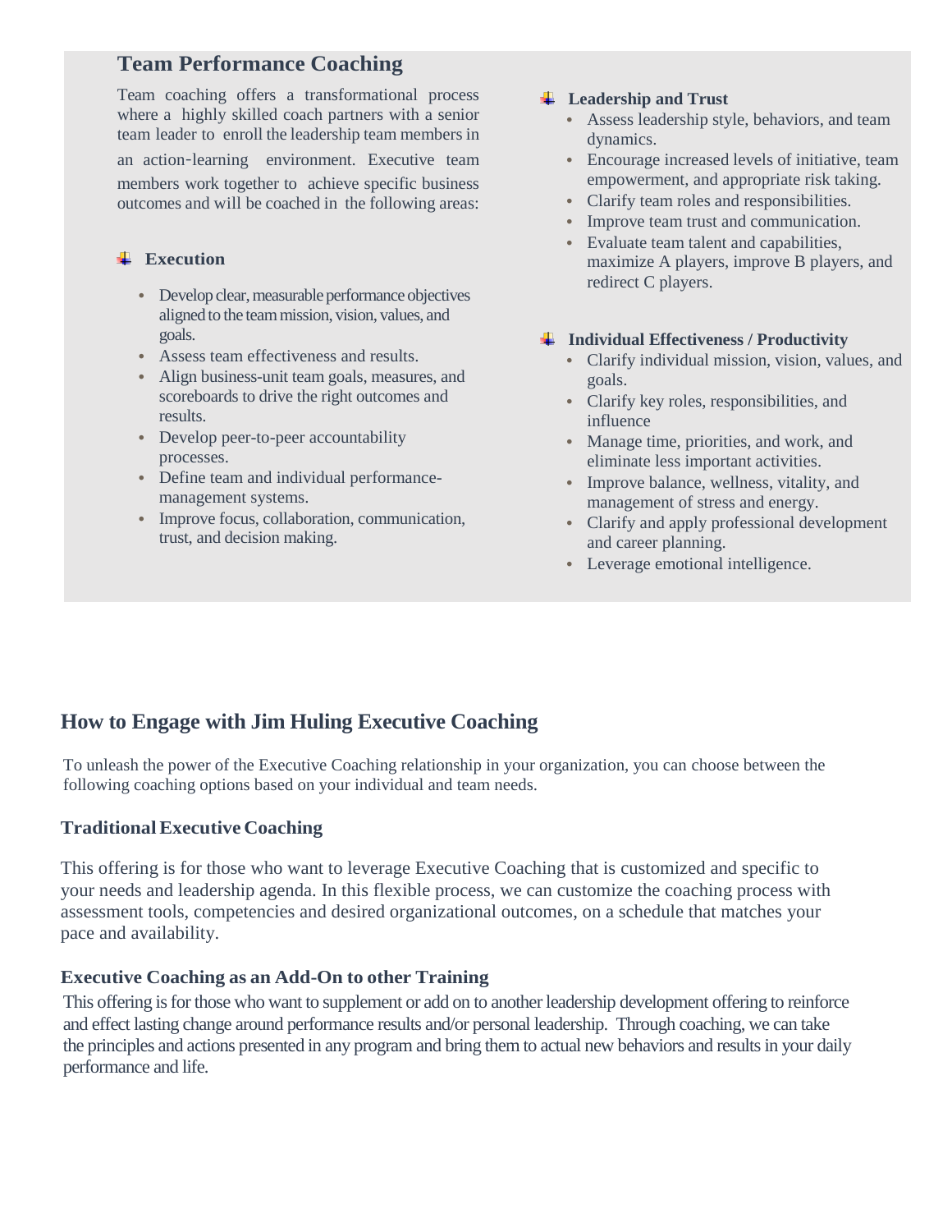## Team Performance Coaching

Team coaching offers a transformational process where a highly skilled coach partners with a senior team leader to enroll the leadership team members in an action-learning environment. Executive team members work together to achieve specific business outcomes and will be coached in the following areas:

### Execution

- Develop clear, measurable performance objectives aligned to the team mission, vision, values, and goals.
- Assess team effectiveness and results.
- Align business-unit team goals, measures, and scoreboards to drive the right outcomes and results.
- Develop peer-to-peer accountability processes.
- Define team and individual performance-management systems.
- Improve focus, collaboration, communication, trust, and decision making.

### Leadership and Trust

- Assess leadership style, behaviors, and team dynamics.
- Encourage increased levels of initiative, team empowerment, and appropriate risk taking.
- Clarify team roles and responsibilities.
- Improve team trust and communication.
- Evaluate team talent and capabilities, maximize A players, improve B players, and redirect C players.

### Individual Effectiveness / Productivity

- Clarify individual mission, vision, values, and goals.
- Clarify key roles, responsibilities, and influence
- Manage time, priorities, and work, and eliminate less important activities.
- Improve balance, wellness, vitality, and management of stress and energy.
- Clarify and apply professional development and career planning.
- Leverage emotional intelligence.

## How to Engage with Jim Huling Executive Coaching

To unleash the power of the Executive Coaching relationship in your organization, you can choose between the following coaching options based on your individual and team needs.

### Traditional Executive Coaching

This offering is for those who want to leverage Executive Coaching that is customized and specific to your needs and leadership agenda. In this flexible process, we can customize the coaching process with assessment tools, competencies and desired organizational outcomes, on a schedule that matches your pace and availability.

### Executive Coaching as an Add-On to other Training

This offering is for those who want to supplement or add on to another leadership development offering to reinforce and effect lasting change around performance results and/or personal leadership. Through coaching, we can take the principles and actions presented in any program and bring them to actual new behaviors and results in your daily performance and life.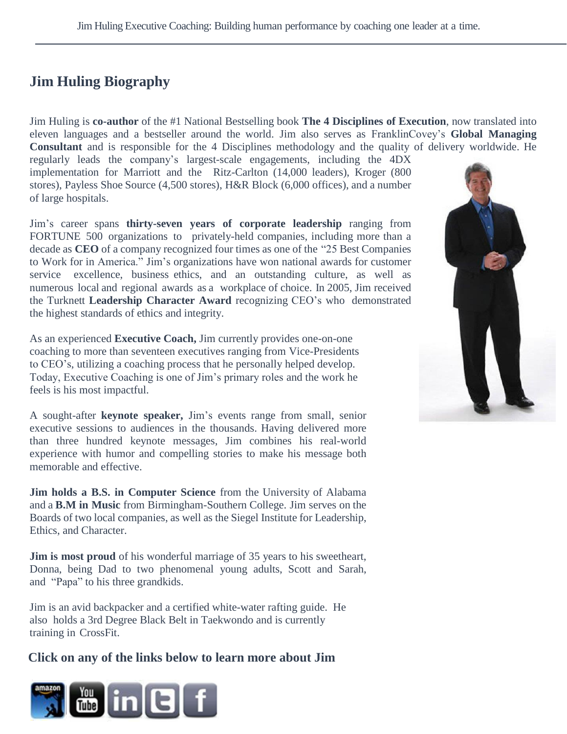# Jim Huling Biography

Jim Huling is **co-author** of the #1 National Bestselling book **The 4 Disciplines of Execution**, now translated into eleven languages and a bestseller around the world. Jim also serves as FranklinCovey's **Global Managing Consultant** and is responsible for the 4 Disciplines methodology and the quality of delivery worldwide. He regularly leads the company's largest-scale engagements, including the 4DX implementation for Marriott and the Ritz-Carlton (14,000 leaders), Kroger (800 stores), Payless Shoe Source (4,500 stores), H&R Block (6,000 offices), and a number of large hospitals.

Jim's career spans **thirty-seven years of corporate leadership** ranging from FORTUNE 500 organizations to privately-held companies, including more than a decade as **CEO** of a company recognized four times as one of the "25 Best Companies to Work for in America." Jim's organizations have won national awards for customer service excellence, business ethics, and an outstanding culture, as well as numerous local and regional awards as a workplace of choice. In 2005, Jim received the Turknett **Leadership Character Award** recognizing CEO's who demonstrated the highest standards of ethics and integrity.

As an experienced **Executive Coach,** Jim currently provides one-on-one coaching to more than seventeen executives ranging from Vice-Presidents to CEO's, utilizing a coaching process that he personally helped develop. Today, Executive Coaching is one of Jim's primary roles and the work he feels is his most impactful.

A sought-after **keynote speaker,** Jim's events range from small, senior executive sessions to audiences in the thousands. Having delivered more than three hundred keynote messages, Jim combines his real-world experience with humor and compelling stories to make his message both memorable and effective.

**Jim holds a B.S. in Computer Science** from the University of Alabama and a **B.M in Music** from Birmingham-Southern College. Jim serves on the Boards of two local companies, as well as the Siegel Institute for Leadership, Ethics, and Character.

**Jim is most proud** of his wonderful marriage of 35 years to his sweetheart, Donna, being Dad to two phenomenal young adults, Scott and Sarah, and "Papa" to his three grandkids.

Jim is an avid backpacker and a certified white-water rafting guide. He also holds a 3rd Degree Black Belt in Taekwondo and is currently training in CrossFit.

## Click on any of the links below to learn more about Jim